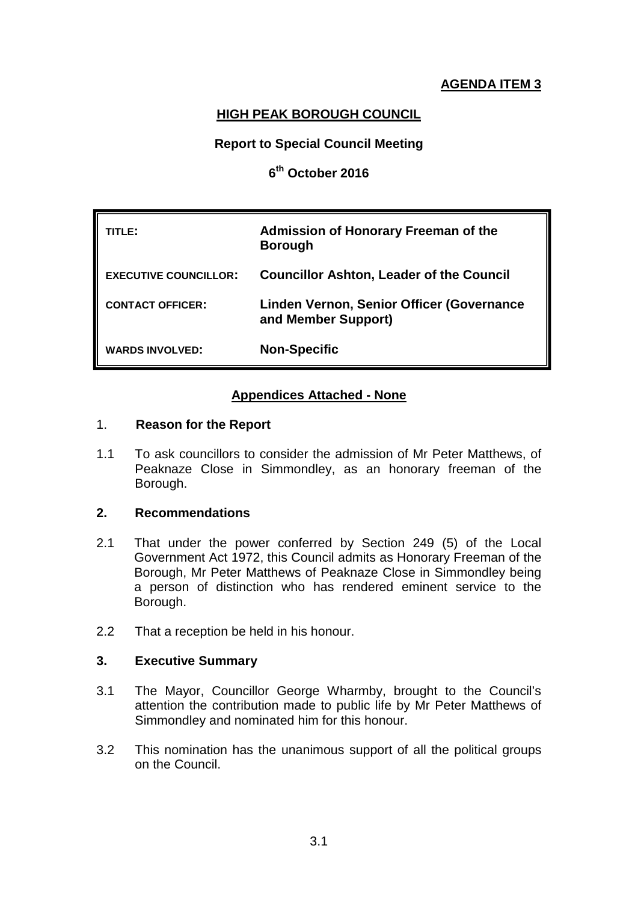**AGENDA ITEM 3**

# HIGH PEAK BOROUGH COUNCIL

**Report to Special Council Meeting**

**6th October 2016**

| | |
|---|---|
| **TITLE:** | **Admission of Honorary Freeman of the Borough** |
| **EXECUTIVE COUNCILLOR:** | **Councillor Ashton, Leader of the Council** |
| **CONTACT OFFICER:** | **Linden Vernon, Senior Officer (Governance and Member Support)** |
| **WARDS INVOLVED:** | **Non-Specific** |

**Appendices Attached - None**

## 1. Reason for the Report

1.1 To ask councillors to consider the admission of Mr Peter Matthews, of Peaknaze Close in Simmondley, as an honorary freeman of the Borough.

## 2. Recommendations

2.1 That under the power conferred by Section 249 (5) of the Local Government Act 1972, this Council admits as Honorary Freeman of the Borough, Mr Peter Matthews of Peaknaze Close in Simmondley being a person of distinction who has rendered eminent service to the Borough.

2.2 That a reception be held in his honour.

## 3. Executive Summary

3.1 The Mayor, Councillor George Wharmby, brought to the Council's attention the contribution made to public life by Mr Peter Matthews of Simmondley and nominated him for this honour.

3.2 This nomination has the unanimous support of all the political groups on the Council.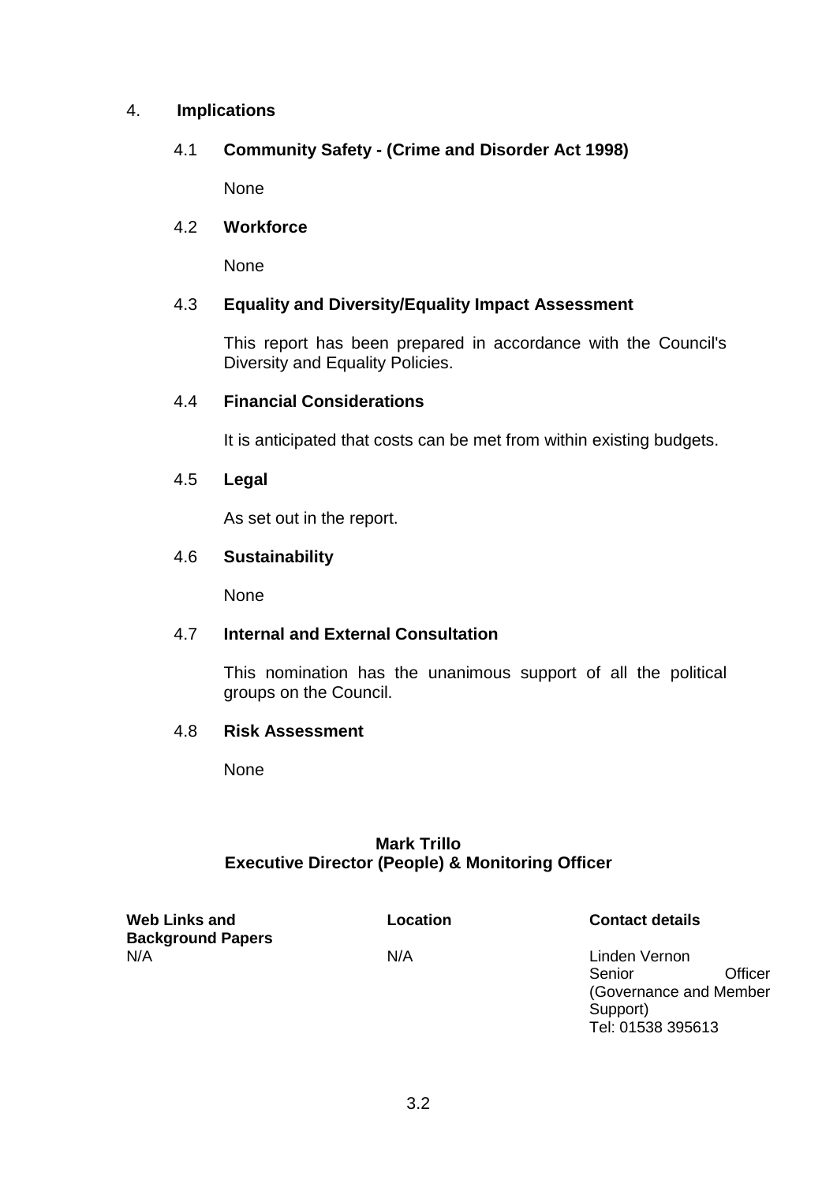## 4. Implications

### 4.1 Community Safety - (Crime and Disorder Act 1998)

None

### 4.2 Workforce

None

### 4.3 Equality and Diversity/Equality Impact Assessment

This report has been prepared in accordance with the Council's Diversity and Equality Policies.

### 4.4 Financial Considerations

It is anticipated that costs can be met from within existing budgets.

### 4.5 Legal

As set out in the report.

### 4.6 Sustainability

None

### 4.7 Internal and External Consultation

This nomination has the unanimous support of all the political groups on the Council.

### 4.8 Risk Assessment

None

**Mark Trillo**
**Executive Director (People) & Monitoring Officer**

| Web Links and Background Papers | Location | Contact details |
|---|---|---|
| N/A | N/A | Linden Vernon<br>Senior Officer (Governance and Member Support)<br>Tel: 01538 395613 |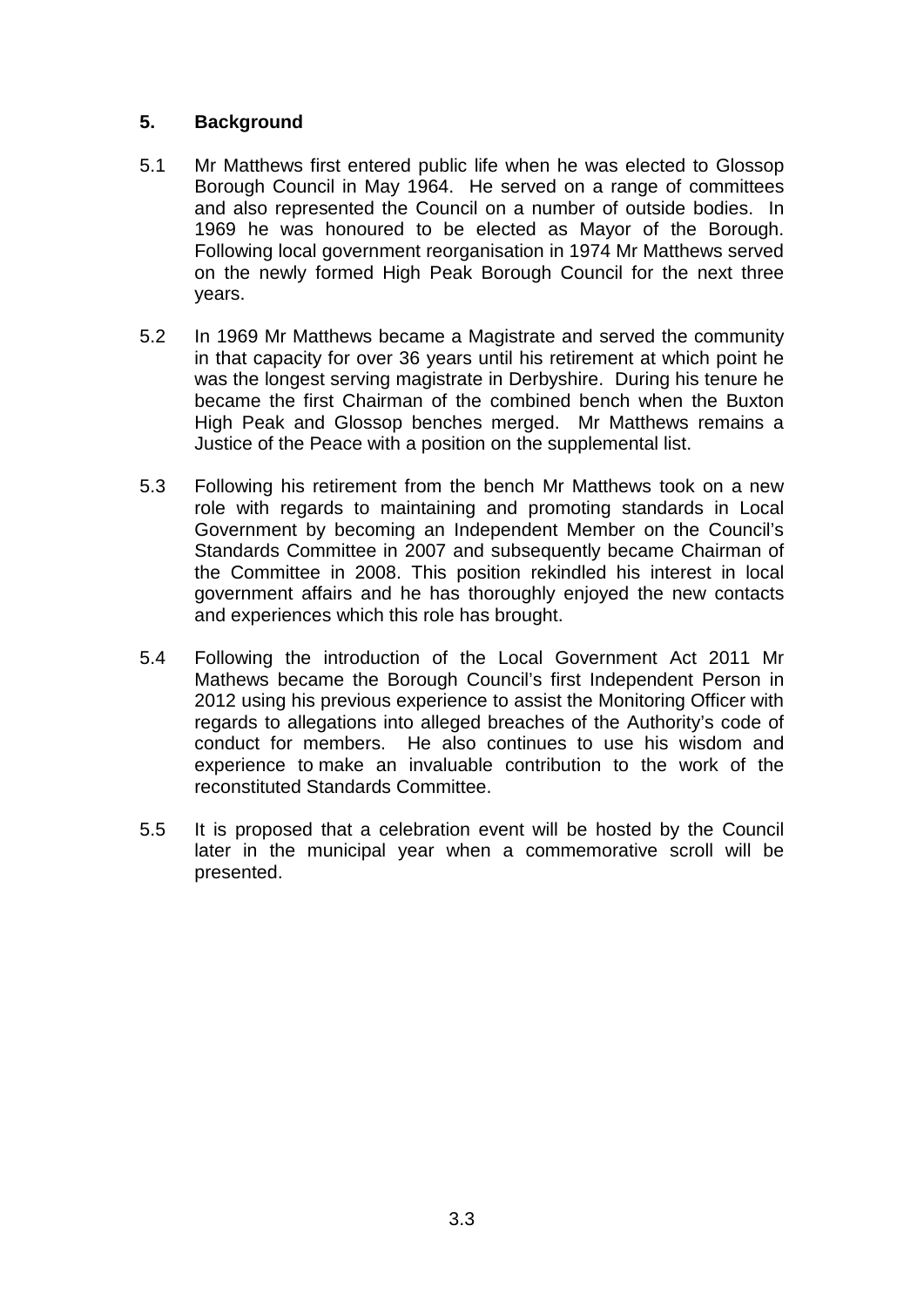## 5. Background

5.1 Mr Matthews first entered public life when he was elected to Glossop Borough Council in May 1964. He served on a range of committees and also represented the Council on a number of outside bodies. In 1969 he was honoured to be elected as Mayor of the Borough. Following local government reorganisation in 1974 Mr Matthews served on the newly formed High Peak Borough Council for the next three years.

5.2 In 1969 Mr Matthews became a Magistrate and served the community in that capacity for over 36 years until his retirement at which point he was the longest serving magistrate in Derbyshire. During his tenure he became the first Chairman of the combined bench when the Buxton High Peak and Glossop benches merged. Mr Matthews remains a Justice of the Peace with a position on the supplemental list.

5.3 Following his retirement from the bench Mr Matthews took on a new role with regards to maintaining and promoting standards in Local Government by becoming an Independent Member on the Council's Standards Committee in 2007 and subsequently became Chairman of the Committee in 2008. This position rekindled his interest in local government affairs and he has thoroughly enjoyed the new contacts and experiences which this role has brought.

5.4 Following the introduction of the Local Government Act 2011 Mr Mathews became the Borough Council's first Independent Person in 2012 using his previous experience to assist the Monitoring Officer with regards to allegations into alleged breaches of the Authority's code of conduct for members. He also continues to use his wisdom and experience to make an invaluable contribution to the work of the reconstituted Standards Committee.

5.5 It is proposed that a celebration event will be hosted by the Council later in the municipal year when a commemorative scroll will be presented.